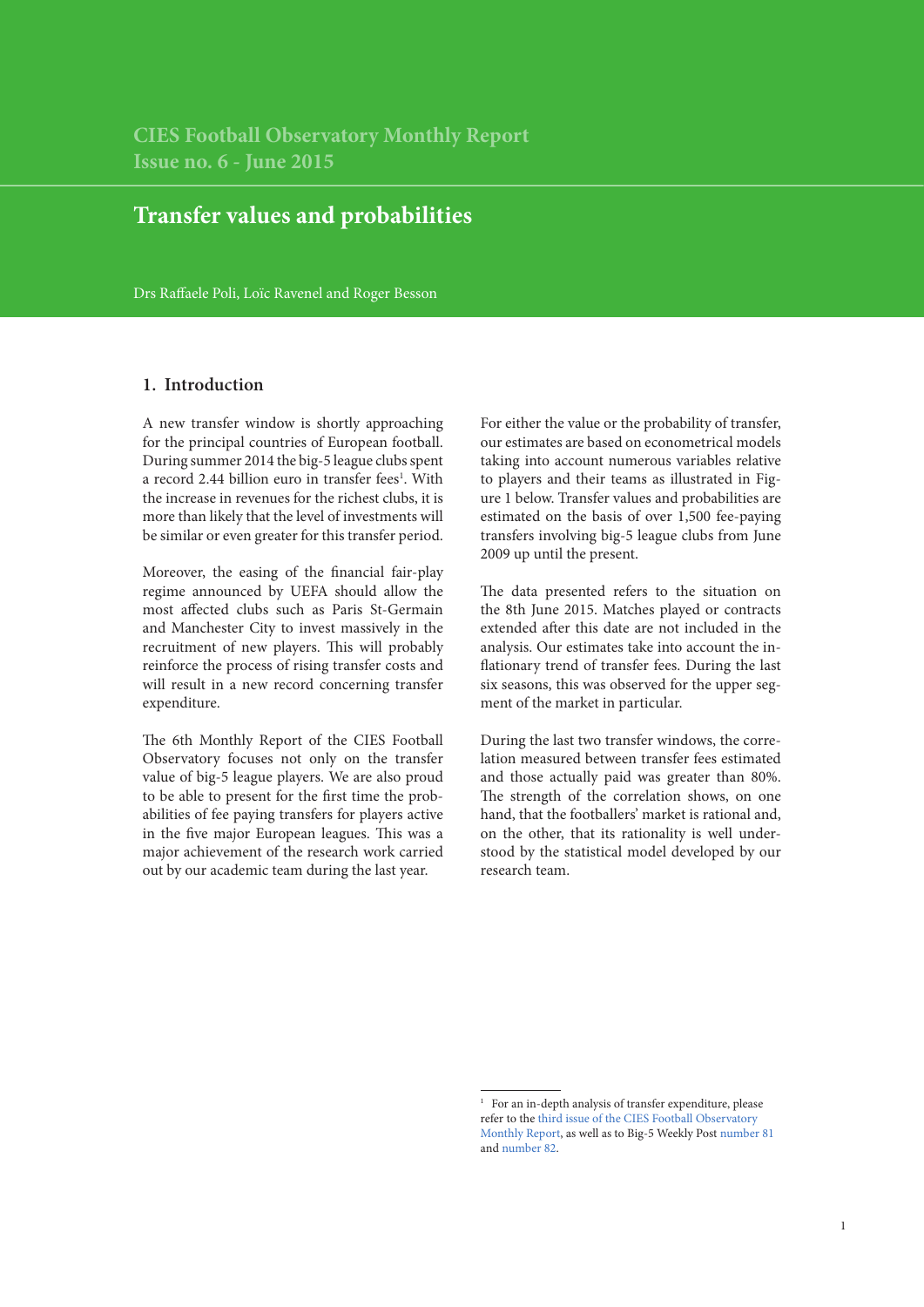CIES Football Observatory Monthly Report
Issue no. 6 - June 2015

# Transfer values and probabilities

Drs Raffaele Poli, Loïc Ravenel and Roger Besson

## 1. Introduction

A new transfer window is shortly approaching for the principal countries of European football. During summer 2014 the big-5 league clubs spent a record 2.44 billion euro in transfer fees[1]. With the increase in revenues for the richest clubs, it is more than likely that the level of investments will be similar or even greater for this transfer period.

Moreover, the easing of the financial fair-play regime announced by UEFA should allow the most affected clubs such as Paris St-Germain and Manchester City to invest massively in the recruitment of new players. This will probably reinforce the process of rising transfer costs and will result in a new record concerning transfer expenditure.

The 6th Monthly Report of the CIES Football Observatory focuses not only on the transfer value of big-5 league players. We are also proud to be able to present for the first time the probabilities of fee paying transfers for players active in the five major European leagues. This was a major achievement of the research work carried out by our academic team during the last year.

For either the value or the probability of transfer, our estimates are based on econometrical models taking into account numerous variables relative to players and their teams as illustrated in Figure 1 below. Transfer values and probabilities are estimated on the basis of over 1,500 fee-paying transfers involving big-5 league clubs from June 2009 up until the present.

The data presented refers to the situation on the 8th June 2015. Matches played or contracts extended after this date are not included in the analysis. Our estimates take into account the inflationary trend of transfer fees. During the last six seasons, this was observed for the upper segment of the market in particular.

During the last two transfer windows, the correlation measured between transfer fees estimated and those actually paid was greater than 80%. The strength of the correlation shows, on one hand, that the footballers' market is rational and, on the other, that its rationality is well understood by the statistical model developed by our research team.

[1] For an in-depth analysis of transfer expenditure, please refer to the third issue of the CIES Football Observatory Monthly Report, as well as to Big-5 Weekly Post number 81 and number 82.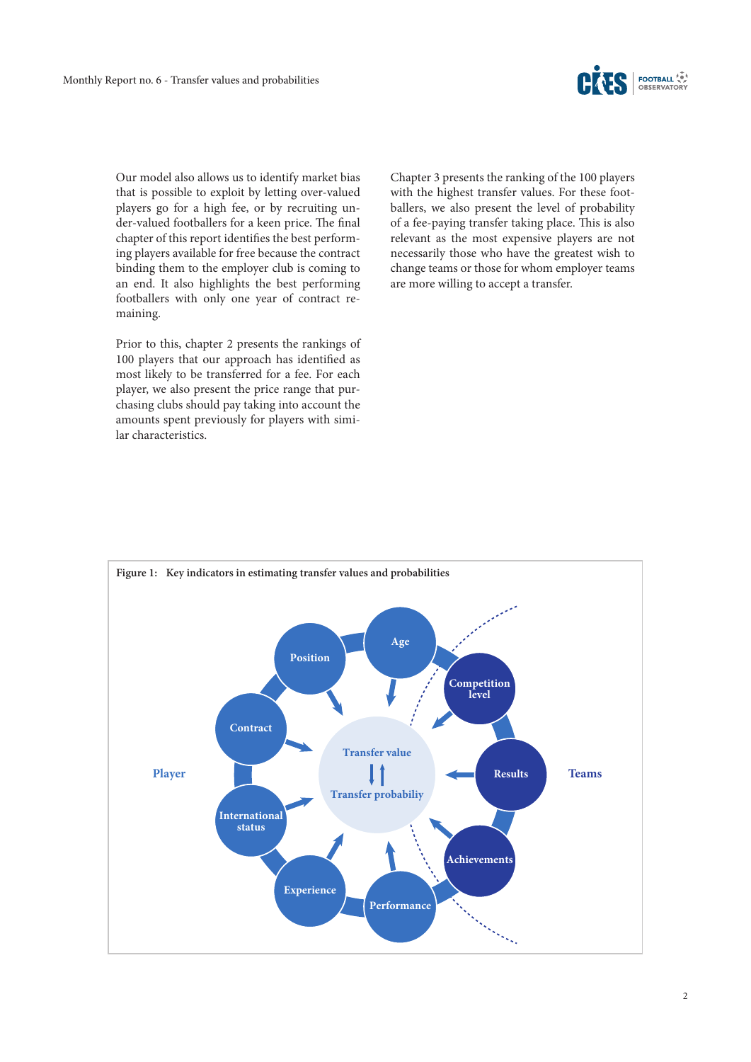Our model also allows us to identify market bias that is possible to exploit by letting over-valued players go for a high fee, or by recruiting under-valued footballers for a keen price. The final chapter of this report identifies the best performing players available for free because the contract binding them to the employer club is coming to an end. It also highlights the best performing footballers with only one year of contract remaining.

Prior to this, chapter 2 presents the rankings of 100 players that our approach has identified as most likely to be transferred for a fee. For each player, we also present the price range that purchasing clubs should pay taking into account the amounts spent previously for players with similar characteristics.

Chapter 3 presents the ranking of the 100 players with the highest transfer values. For these footballers, we also present the level of probability of a fee-paying transfer taking place. This is also relevant as the most expensive players are not necessarily those who have the greatest wish to change teams or those for whom employer teams are more willing to accept a transfer.

**Figure 1: Key indicators in estimating transfer values and probabilities**

Player: Position, Age, Contract, International status, Experience, Performance

Teams: Competition level, Results, Achievements

Transfer value ⇅ Transfer probabiliy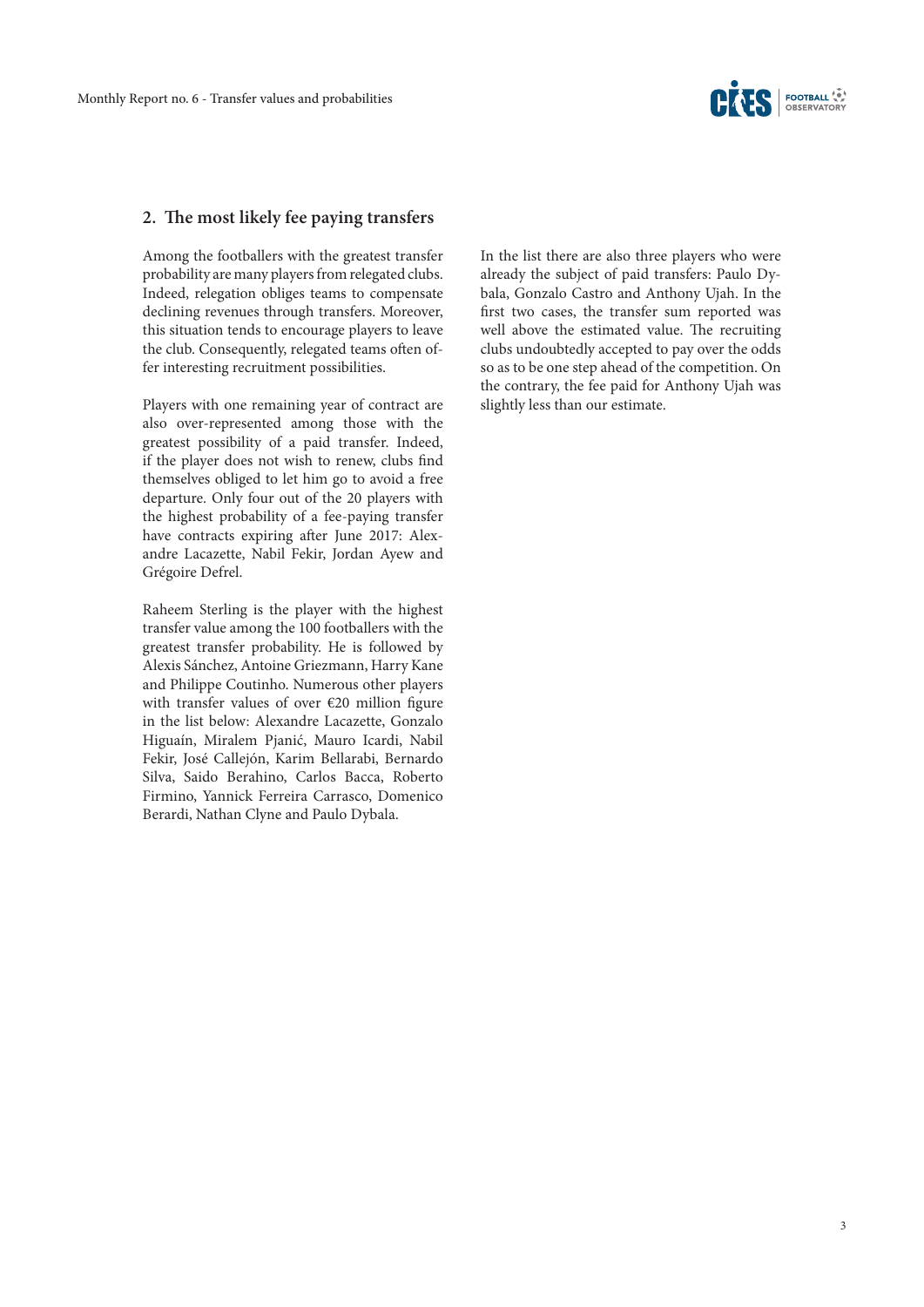## 2. The most likely fee paying transfers

Among the footballers with the greatest transfer probability are many players from relegated clubs. Indeed, relegation obliges teams to compensate declining revenues through transfers. Moreover, this situation tends to encourage players to leave the club. Consequently, relegated teams often offer interesting recruitment possibilities.

Players with one remaining year of contract are also over-represented among those with the greatest possibility of a paid transfer. Indeed, if the player does not wish to renew, clubs find themselves obliged to let him go to avoid a free departure. Only four out of the 20 players with the highest probability of a fee-paying transfer have contracts expiring after June 2017: Alexandre Lacazette, Nabil Fekir, Jordan Ayew and Grégoire Defrel.

Raheem Sterling is the player with the highest transfer value among the 100 footballers with the greatest transfer probability. He is followed by Alexis Sánchez, Antoine Griezmann, Harry Kane and Philippe Coutinho. Numerous other players with transfer values of over €20 million figure in the list below: Alexandre Lacazette, Gonzalo Higuaín, Miralem Pjanić, Mauro Icardi, Nabil Fekir, José Callejón, Karim Bellarabi, Bernardo Silva, Saido Berahino, Carlos Bacca, Roberto Firmino, Yannick Ferreira Carrasco, Domenico Berardi, Nathan Clyne and Paulo Dybala.

In the list there are also three players who were already the subject of paid transfers: Paulo Dybala, Gonzalo Castro and Anthony Ujah. In the first two cases, the transfer sum reported was well above the estimated value. The recruiting clubs undoubtedly accepted to pay over the odds so as to be one step ahead of the competition. On the contrary, the fee paid for Anthony Ujah was slightly less than our estimate.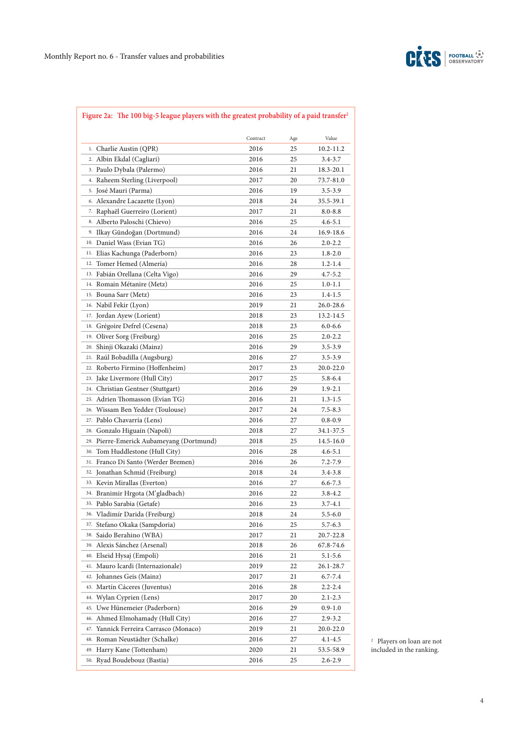Figure 2a: The 100 big-5 league players with the greatest probability of a paid transfer[2]

| | Contract | Age | Value |
|---|---|---|---|
| 1. Charlie Austin (QPR) | 2016 | 25 | 10.2-11.2 |
| 2. Albin Ekdal (Cagliari) | 2016 | 25 | 3.4-3.7 |
| 3. Paulo Dybala (Palermo) | 2016 | 21 | 18.3-20.1 |
| 4. Raheem Sterling (Liverpool) | 2017 | 20 | 73.7-81.0 |
| 5. José Mauri (Parma) | 2016 | 19 | 3.5-3.9 |
| 6. Alexandre Lacazette (Lyon) | 2018 | 24 | 35.5-39.1 |
| 7. Raphaël Guerreiro (Lorient) | 2017 | 21 | 8.0-8.8 |
| 8. Alberto Paloschi (Chievo) | 2016 | 25 | 4.6-5.1 |
| 9. Ilkay Gündoğan (Dortmund) | 2016 | 24 | 16.9-18.6 |
| 10. Daniel Wass (Evian TG) | 2016 | 26 | 2.0-2.2 |
| 11. Elias Kachunga (Paderborn) | 2016 | 23 | 1.8-2.0 |
| 12. Tomer Hemed (Almería) | 2016 | 28 | 1.2-1.4 |
| 13. Fabián Orellana (Celta Vigo) | 2016 | 29 | 4.7-5.2 |
| 14. Romain Métanire (Metz) | 2016 | 25 | 1.0-1.1 |
| 15. Bouna Sarr (Metz) | 2016 | 23 | 1.4-1.5 |
| 16. Nabil Fekir (Lyon) | 2019 | 21 | 26.0-28.6 |
| 17. Jordan Ayew (Lorient) | 2018 | 23 | 13.2-14.5 |
| 18. Grégoire Defrel (Cesena) | 2018 | 23 | 6.0-6.6 |
| 19. Oliver Sorg (Freiburg) | 2016 | 25 | 2.0-2.2 |
| 20. Shinji Okazaki (Mainz) | 2016 | 29 | 3.5-3.9 |
| 21. Raúl Bobadilla (Augsburg) | 2016 | 27 | 3.5-3.9 |
| 22. Roberto Firmino (Hoffenheim) | 2017 | 23 | 20.0-22.0 |
| 23. Jake Livermore (Hull City) | 2017 | 25 | 5.8-6.4 |
| 24. Christian Gentner (Stuttgart) | 2016 | 29 | 1.9-2.1 |
| 25. Adrien Thomasson (Evian TG) | 2016 | 21 | 1.3-1.5 |
| 26. Wissam Ben Yedder (Toulouse) | 2017 | 24 | 7.5-8.3 |
| 27. Pablo Chavarría (Lens) | 2016 | 27 | 0.8-0.9 |
| 28. Gonzalo Higuaín (Napoli) | 2018 | 27 | 34.1-37.5 |
| 29. Pierre-Emerick Aubameyang (Dortmund) | 2018 | 25 | 14.5-16.0 |
| 30. Tom Huddlestone (Hull City) | 2016 | 28 | 4.6-5.1 |
| 31. Franco Di Santo (Werder Bremen) | 2016 | 26 | 7.2-7.9 |
| 32. Jonathan Schmid (Freiburg) | 2018 | 24 | 3.4-3.8 |
| 33. Kevin Mirallas (Everton) | 2016 | 27 | 6.6-7.3 |
| 34. Branimir Hrgota (M'gladbach) | 2016 | 22 | 3.8-4.2 |
| 35. Pablo Sarabia (Getafe) | 2016 | 23 | 3.7-4.1 |
| 36. Vladimír Darida (Freiburg) | 2018 | 24 | 5.5-6.0 |
| 37. Stefano Okaka (Sampdoria) | 2016 | 25 | 5.7-6.3 |
| 38. Saido Berahino (WBA) | 2017 | 21 | 20.7-22.8 |
| 39. Alexis Sánchez (Arsenal) | 2018 | 26 | 67.8-74.6 |
| 40. Elseid Hysaj (Empoli) | 2016 | 21 | 5.1-5.6 |
| 41. Mauro Icardi (Internazionale) | 2019 | 22 | 26.1-28.7 |
| 42. Johannes Geis (Mainz) | 2017 | 21 | 6.7-7.4 |
| 43. Martín Cáceres (Juventus) | 2016 | 28 | 2.2-2.4 |
| 44. Wylan Cyprien (Lens) | 2017 | 20 | 2.1-2.3 |
| 45. Uwe Hünemeier (Paderborn) | 2016 | 29 | 0.9-1.0 |
| 46. Ahmed Elmohamady (Hull City) | 2016 | 27 | 2.9-3.2 |
| 47. Yannick Ferreira Carrasco (Monaco) | 2019 | 21 | 20.0-22.0 |
| 48. Roman Neustädter (Schalke) | 2016 | 27 | 4.1-4.5 |
| 49. Harry Kane (Tottenham) | 2020 | 21 | 53.5-58.9 |
| 50. Ryad Boudebouz (Bastia) | 2016 | 25 | 2.6-2.9 |

[2] Players on loan are not included in the ranking.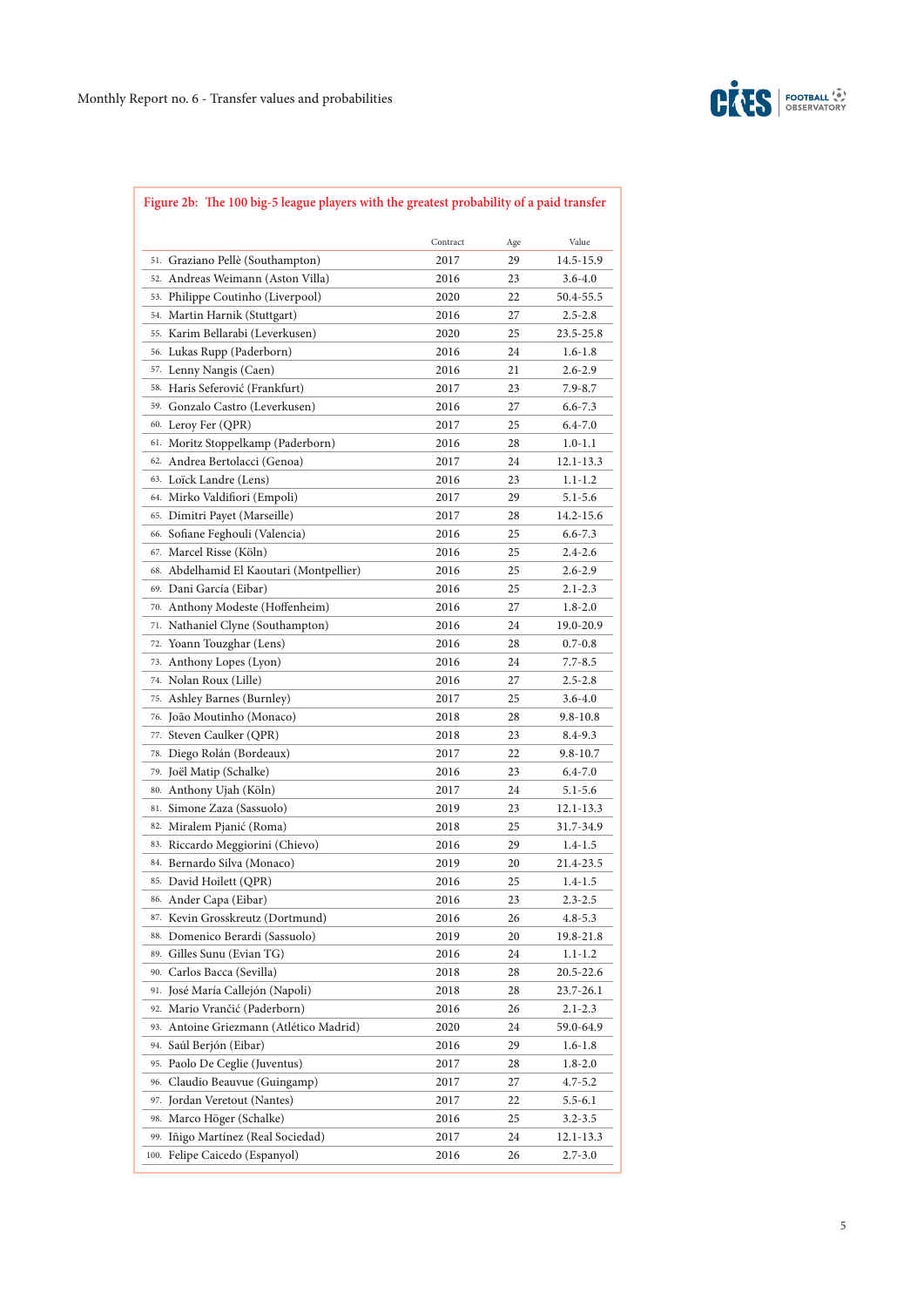**Figure 2b: The 100 big-5 league players with the greatest probability of a paid transfer**

| | Contract | Age | Value |
|---|---|---|---|
| 51. Graziano Pellè (Southampton) | 2017 | 29 | 14.5-15.9 |
| 52. Andreas Weimann (Aston Villa) | 2016 | 23 | 3.6-4.0 |
| 53. Philippe Coutinho (Liverpool) | 2020 | 22 | 50.4-55.5 |
| 54. Martin Harnik (Stuttgart) | 2016 | 27 | 2.5-2.8 |
| 55. Karim Bellarabi (Leverkusen) | 2020 | 25 | 23.5-25.8 |
| 56. Lukas Rupp (Paderborn) | 2016 | 24 | 1.6-1.8 |
| 57. Lenny Nangis (Caen) | 2016 | 21 | 2.6-2.9 |
| 58. Haris Seferović (Frankfurt) | 2017 | 23 | 7.9-8.7 |
| 59. Gonzalo Castro (Leverkusen) | 2016 | 27 | 6.6-7.3 |
| 60. Leroy Fer (QPR) | 2017 | 25 | 6.4-7.0 |
| 61. Moritz Stoppelkamp (Paderborn) | 2016 | 28 | 1.0-1.1 |
| 62. Andrea Bertolacci (Genoa) | 2017 | 24 | 12.1-13.3 |
| 63. Loïck Landre (Lens) | 2016 | 23 | 1.1-1.2 |
| 64. Mirko Valdifiori (Empoli) | 2017 | 29 | 5.1-5.6 |
| 65. Dimitri Payet (Marseille) | 2017 | 28 | 14.2-15.6 |
| 66. Sofiane Feghouli (Valencia) | 2016 | 25 | 6.6-7.3 |
| 67. Marcel Risse (Köln) | 2016 | 25 | 2.4-2.6 |
| 68. Abdelhamid El Kaoutari (Montpellier) | 2016 | 25 | 2.6-2.9 |
| 69. Dani García (Eibar) | 2016 | 25 | 2.1-2.3 |
| 70. Anthony Modeste (Hoffenheim) | 2016 | 27 | 1.8-2.0 |
| 71. Nathaniel Clyne (Southampton) | 2016 | 24 | 19.0-20.9 |
| 72. Yoann Touzghar (Lens) | 2016 | 28 | 0.7-0.8 |
| 73. Anthony Lopes (Lyon) | 2016 | 24 | 7.7-8.5 |
| 74. Nolan Roux (Lille) | 2016 | 27 | 2.5-2.8 |
| 75. Ashley Barnes (Burnley) | 2017 | 25 | 3.6-4.0 |
| 76. João Moutinho (Monaco) | 2018 | 28 | 9.8-10.8 |
| 77. Steven Caulker (QPR) | 2018 | 23 | 8.4-9.3 |
| 78. Diego Rolán (Bordeaux) | 2017 | 22 | 9.8-10.7 |
| 79. Joël Matip (Schalke) | 2016 | 23 | 6.4-7.0 |
| 80. Anthony Ujah (Köln) | 2017 | 24 | 5.1-5.6 |
| 81. Simone Zaza (Sassuolo) | 2019 | 23 | 12.1-13.3 |
| 82. Miralem Pjanić (Roma) | 2018 | 25 | 31.7-34.9 |
| 83. Riccardo Meggiorini (Chievo) | 2016 | 29 | 1.4-1.5 |
| 84. Bernardo Silva (Monaco) | 2019 | 20 | 21.4-23.5 |
| 85. David Hoilett (QPR) | 2016 | 25 | 1.4-1.5 |
| 86. Ander Capa (Eibar) | 2016 | 23 | 2.3-2.5 |
| 87. Kevin Grosskreutz (Dortmund) | 2016 | 26 | 4.8-5.3 |
| 88. Domenico Berardi (Sassuolo) | 2019 | 20 | 19.8-21.8 |
| 89. Gilles Sunu (Evian TG) | 2016 | 24 | 1.1-1.2 |
| 90. Carlos Bacca (Sevilla) | 2018 | 28 | 20.5-22.6 |
| 91. José María Callejón (Napoli) | 2018 | 28 | 23.7-26.1 |
| 92. Mario Vrančić (Paderborn) | 2016 | 26 | 2.1-2.3 |
| 93. Antoine Griezmann (Atlético Madrid) | 2020 | 24 | 59.0-64.9 |
| 94. Saúl Berjón (Eibar) | 2016 | 29 | 1.6-1.8 |
| 95. Paolo De Ceglie (Juventus) | 2017 | 28 | 1.8-2.0 |
| 96. Claudio Beauvue (Guingamp) | 2017 | 27 | 4.7-5.2 |
| 97. Jordan Veretout (Nantes) | 2017 | 22 | 5.5-6.1 |
| 98. Marco Höger (Schalke) | 2016 | 25 | 3.2-3.5 |
| 99. Iñigo Martínez (Real Sociedad) | 2017 | 24 | 12.1-13.3 |
| 100. Felipe Caicedo (Espanyol) | 2016 | 26 | 2.7-3.0 |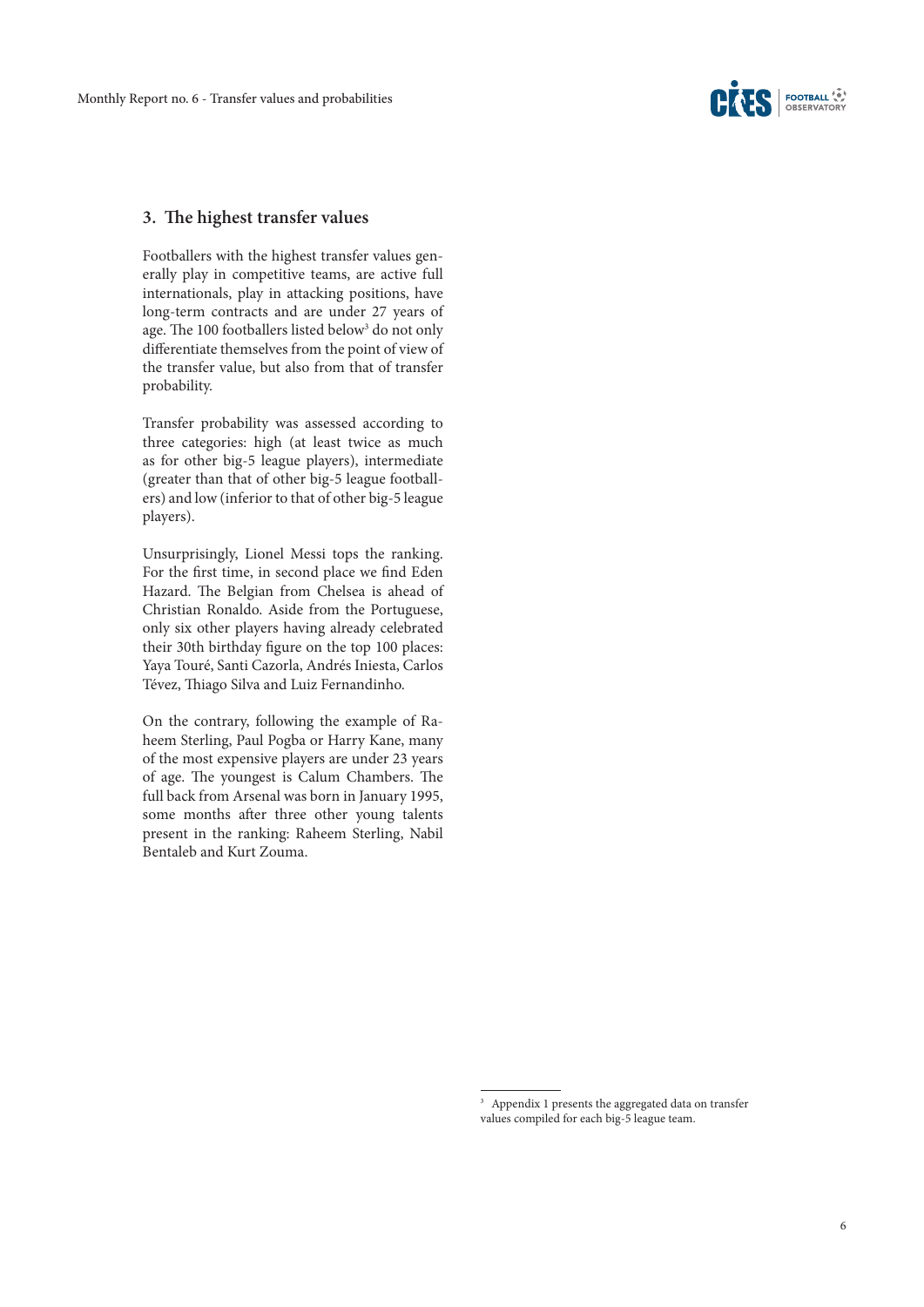## 3. The highest transfer values

Footballers with the highest transfer values generally play in competitive teams, are active full internationals, play in attacking positions, have long-term contracts and are under 27 years of age. The 100 footballers listed below[3] do not only differentiate themselves from the point of view of the transfer value, but also from that of transfer probability.

Transfer probability was assessed according to three categories: high (at least twice as much as for other big-5 league players), intermediate (greater than that of other big-5 league footballers) and low (inferior to that of other big-5 league players).

Unsurprisingly, Lionel Messi tops the ranking. For the first time, in second place we find Eden Hazard. The Belgian from Chelsea is ahead of Christian Ronaldo. Aside from the Portuguese, only six other players having already celebrated their 30th birthday figure on the top 100 places: Yaya Touré, Santi Cazorla, Andrés Iniesta, Carlos Tévez, Thiago Silva and Luiz Fernandinho.

On the contrary, following the example of Raheem Sterling, Paul Pogba or Harry Kane, many of the most expensive players are under 23 years of age. The youngest is Calum Chambers. The full back from Arsenal was born in January 1995, some months after three other young talents present in the ranking: Raheem Sterling, Nabil Bentaleb and Kurt Zouma.

[3] Appendix 1 presents the aggregated data on transfer values compiled for each big-5 league team.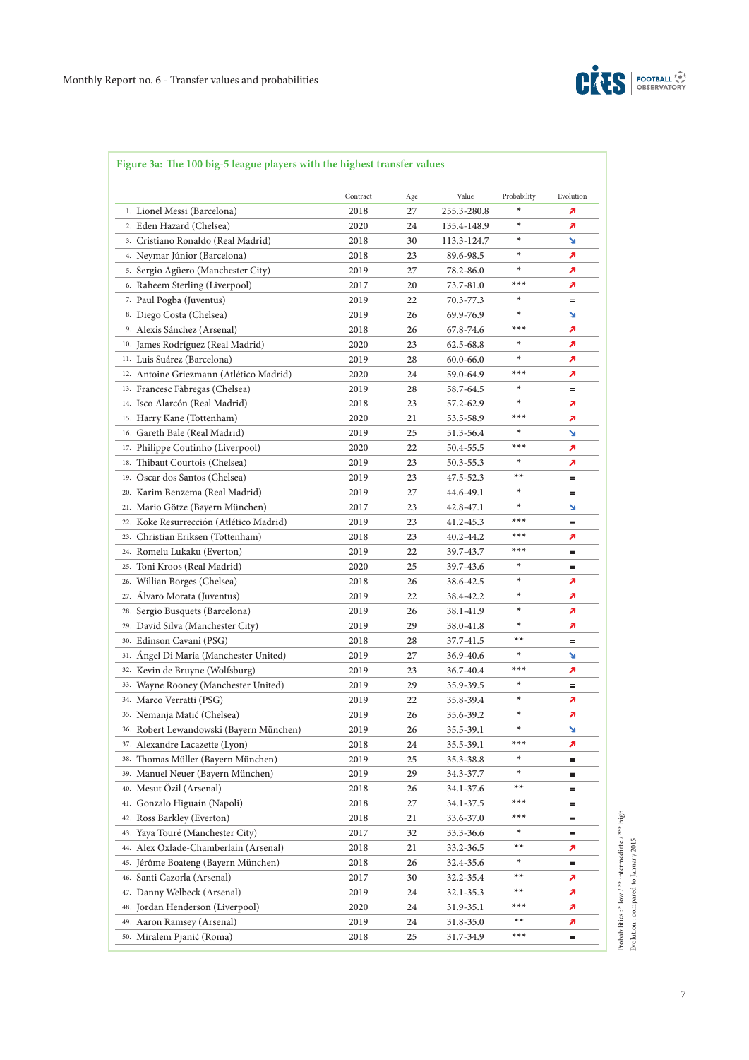## Figure 3a: The 100 big-5 league players with the highest transfer values

| | Contract | Age | Value | Probability | Evolution |
|---|---|---|---|---|---|
| 1. Lionel Messi (Barcelona) | 2018 | 27 | 255.3-280.8 | * | ↗ |
| 2. Eden Hazard (Chelsea) | 2020 | 24 | 135.4-148.9 | * | ↗ |
| 3. Cristiano Ronaldo (Real Madrid) | 2018 | 30 | 113.3-124.7 | * | ↘ |
| 4. Neymar Júnior (Barcelona) | 2018 | 23 | 89.6-98.5 | * | ↗ |
| 5. Sergio Agüero (Manchester City) | 2019 | 27 | 78.2-86.0 | * | ↗ |
| 6. Raheem Sterling (Liverpool) | 2017 | 20 | 73.7-81.0 | *** | ↗ |
| 7. Paul Pogba (Juventus) | 2019 | 22 | 70.3-77.3 | * | = |
| 8. Diego Costa (Chelsea) | 2019 | 26 | 69.9-76.9 | * | ↘ |
| 9. Alexis Sánchez (Arsenal) | 2018 | 26 | 67.8-74.6 | *** | ↗ |
| 10. James Rodríguez (Real Madrid) | 2020 | 23 | 62.5-68.8 | * | ↗ |
| 11. Luis Suárez (Barcelona) | 2019 | 28 | 60.0-66.0 | * | ↗ |
| 12. Antoine Griezmann (Atlético Madrid) | 2020 | 24 | 59.0-64.9 | *** | ↗ |
| 13. Francesc Fàbregas (Chelsea) | 2019 | 28 | 58.7-64.5 | * | = |
| 14. Isco Alarcón (Real Madrid) | 2018 | 23 | 57.2-62.9 | * | ↗ |
| 15. Harry Kane (Tottenham) | 2020 | 21 | 53.5-58.9 | *** | ↗ |
| 16. Gareth Bale (Real Madrid) | 2019 | 25 | 51.3-56.4 | * | ↘ |
| 17. Philippe Coutinho (Liverpool) | 2020 | 22 | 50.4-55.5 | *** | ↗ |
| 18. Thibaut Courtois (Chelsea) | 2019 | 23 | 50.3-55.3 | * | ↗ |
| 19. Oscar dos Santos (Chelsea) | 2019 | 23 | 47.5-52.3 | ** | = |
| 20. Karim Benzema (Real Madrid) | 2019 | 27 | 44.6-49.1 | * | = |
| 21. Mario Götze (Bayern München) | 2017 | 23 | 42.8-47.1 | * | ↘ |
| 22. Koke Resurrección (Atlético Madrid) | 2019 | 23 | 41.2-45.3 | *** | = |
| 23. Christian Eriksen (Tottenham) | 2018 | 23 | 40.2-44.2 | *** | ↗ |
| 24. Romelu Lukaku (Everton) | 2019 | 22 | 39.7-43.7 | *** | = |
| 25. Toni Kroos (Real Madrid) | 2020 | 25 | 39.7-43.6 | * | = |
| 26. Willian Borges (Chelsea) | 2018 | 26 | 38.6-42.5 | * | ↗ |
| 27. Álvaro Morata (Juventus) | 2019 | 22 | 38.4-42.2 | * | ↗ |
| 28. Sergio Busquets (Barcelona) | 2019 | 26 | 38.1-41.9 | * | ↗ |
| 29. David Silva (Manchester City) | 2019 | 29 | 38.0-41.8 | * | ↗ |
| 30. Edinson Cavani (PSG) | 2018 | 28 | 37.7-41.5 | ** | = |
| 31. Ángel Di María (Manchester United) | 2019 | 27 | 36.9-40.6 | * | ↘ |
| 32. Kevin de Bruyne (Wolfsburg) | 2019 | 23 | 36.7-40.4 | *** | ↗ |
| 33. Wayne Rooney (Manchester United) | 2019 | 29 | 35.9-39.5 | * | = |
| 34. Marco Verratti (PSG) | 2019 | 22 | 35.8-39.4 | * | ↗ |
| 35. Nemanja Matić (Chelsea) | 2019 | 26 | 35.6-39.2 | * | ↗ |
| 36. Robert Lewandowski (Bayern München) | 2019 | 26 | 35.5-39.1 | * | ↘ |
| 37. Alexandre Lacazette (Lyon) | 2018 | 24 | 35.5-39.1 | *** | ↗ |
| 38. Thomas Müller (Bayern München) | 2019 | 25 | 35.3-38.8 | * | = |
| 39. Manuel Neuer (Bayern München) | 2019 | 29 | 34.3-37.7 | * | = |
| 40. Mesut Özil (Arsenal) | 2018 | 26 | 34.1-37.6 | ** | = |
| 41. Gonzalo Higuaín (Napoli) | 2018 | 27 | 34.1-37.5 | *** | = |
| 42. Ross Barkley (Everton) | 2018 | 21 | 33.6-37.0 | *** | = |
| 43. Yaya Touré (Manchester City) | 2017 | 32 | 33.3-36.6 | * | = |
| 44. Alex Oxlade-Chamberlain (Arsenal) | 2018 | 21 | 33.2-36.5 | ** | ↗ |
| 45. Jérôme Boateng (Bayern München) | 2018 | 26 | 32.4-35.6 | * | = |
| 46. Santi Cazorla (Arsenal) | 2017 | 30 | 32.2-35.4 | ** | ↗ |
| 47. Danny Welbeck (Arsenal) | 2019 | 24 | 32.1-35.3 | ** | ↗ |
| 48. Jordan Henderson (Liverpool) | 2020 | 24 | 31.9-35.1 | *** | ↗ |
| 49. Aaron Ramsey (Arsenal) | 2019 | 24 | 31.8-35.0 | ** | ↗ |
| 50. Miralem Pjanić (Roma) | 2018 | 25 | 31.7-34.9 | *** | = |

Probabilities : * low / ** intermediate / *** high
Evolution : compared to January 2015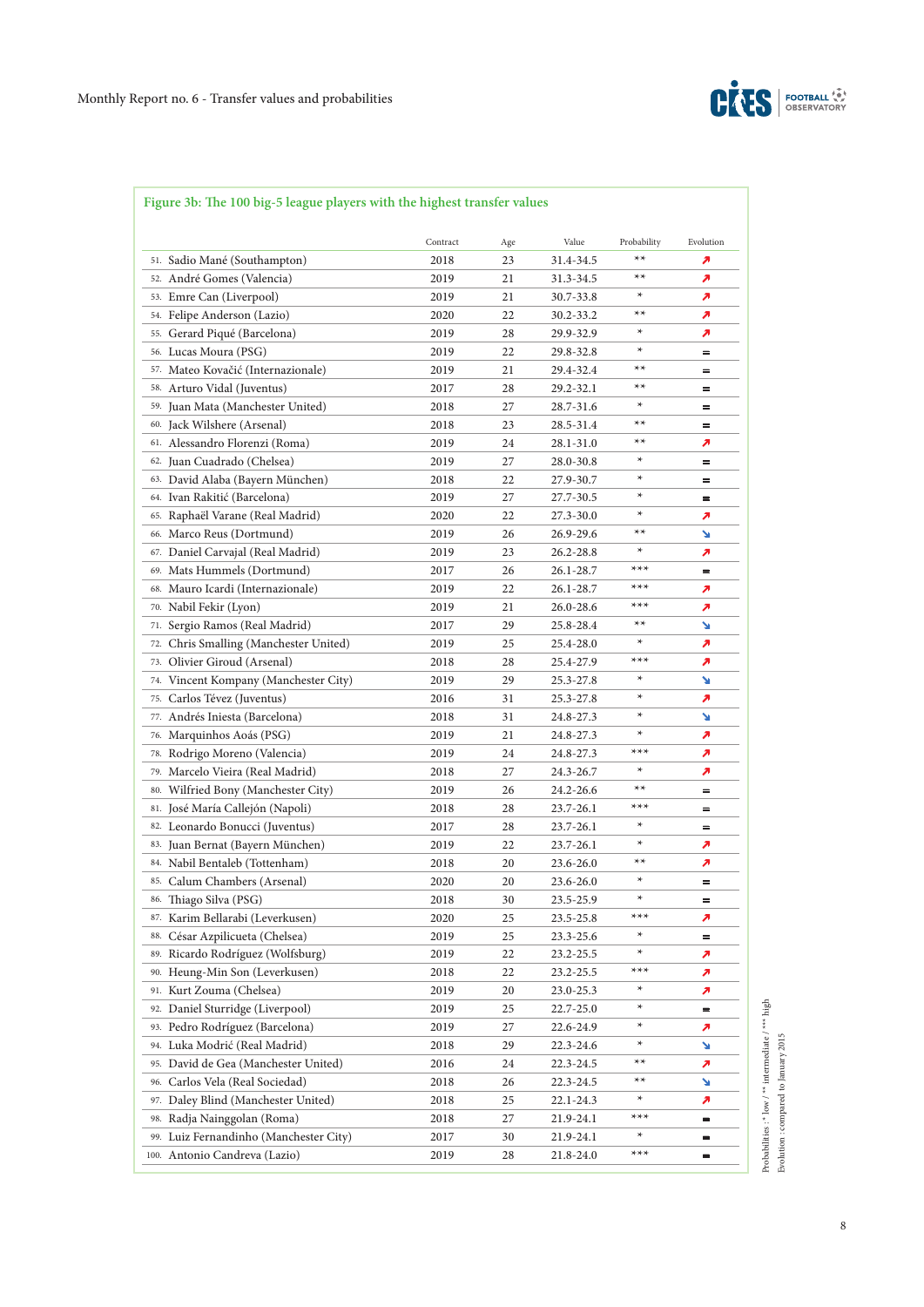## Figure 3b: The 100 big-5 league players with the highest transfer values

| | Contract | Age | Value | Probability | Evolution |
|---|---|---|---|---|---|
| 51. Sadio Mané (Southampton) | 2018 | 23 | 31.4-34.5 | ** | ↗ |
| 52. André Gomes (Valencia) | 2019 | 21 | 31.3-34.5 | ** | ↗ |
| 53. Emre Can (Liverpool) | 2019 | 21 | 30.7-33.8 | * | ↗ |
| 54. Felipe Anderson (Lazio) | 2020 | 22 | 30.2-33.2 | ** | ↗ |
| 55. Gerard Piqué (Barcelona) | 2019 | 28 | 29.9-32.9 | * | ↗ |
| 56. Lucas Moura (PSG) | 2019 | 22 | 29.8-32.8 | * | = |
| 57. Mateo Kovačić (Internazionale) | 2019 | 21 | 29.4-32.4 | ** | = |
| 58. Arturo Vidal (Juventus) | 2017 | 28 | 29.2-32.1 | ** | = |
| 59. Juan Mata (Manchester United) | 2018 | 27 | 28.7-31.6 | * | = |
| 60. Jack Wilshere (Arsenal) | 2018 | 23 | 28.5-31.4 | ** | = |
| 61. Alessandro Florenzi (Roma) | 2019 | 24 | 28.1-31.0 | ** | ↗ |
| 62. Juan Cuadrado (Chelsea) | 2019 | 27 | 28.0-30.8 | * | = |
| 63. David Alaba (Bayern München) | 2018 | 22 | 27.9-30.7 | * | = |
| 64. Ivan Rakitić (Barcelona) | 2019 | 27 | 27.7-30.5 | * | = |
| 65. Raphaël Varane (Real Madrid) | 2020 | 22 | 27.3-30.0 | * | ↗ |
| 66. Marco Reus (Dortmund) | 2019 | 26 | 26.9-29.6 | ** | ↘ |
| 67. Daniel Carvajal (Real Madrid) | 2019 | 23 | 26.2-28.8 | * | ↗ |
| 69. Mats Hummels (Dortmund) | 2017 | 26 | 26.1-28.7 | *** | = |
| 68. Mauro Icardi (Internazionale) | 2019 | 22 | 26.1-28.7 | *** | ↗ |
| 70. Nabil Fekir (Lyon) | 2019 | 21 | 26.0-28.6 | *** | ↗ |
| 71. Sergio Ramos (Real Madrid) | 2017 | 29 | 25.8-28.4 | ** | ↘ |
| 72. Chris Smalling (Manchester United) | 2019 | 25 | 25.4-28.0 | * | ↗ |
| 73. Olivier Giroud (Arsenal) | 2018 | 28 | 25.4-27.9 | *** | ↗ |
| 74. Vincent Kompany (Manchester City) | 2019 | 29 | 25.3-27.8 | * | ↘ |
| 75. Carlos Tévez (Juventus) | 2016 | 31 | 25.3-27.8 | * | ↗ |
| 77. Andrés Iniesta (Barcelona) | 2018 | 31 | 24.8-27.3 | * | ↘ |
| 76. Marquinhos Aoás (PSG) | 2019 | 21 | 24.8-27.3 | * | ↗ |
| 78. Rodrigo Moreno (Valencia) | 2019 | 24 | 24.8-27.3 | *** | ↗ |
| 79. Marcelo Vieira (Real Madrid) | 2018 | 27 | 24.3-26.7 | * | ↗ |
| 80. Wilfried Bony (Manchester City) | 2019 | 26 | 24.2-26.6 | ** | = |
| 81. José María Callejón (Napoli) | 2018 | 28 | 23.7-26.1 | *** | = |
| 82. Leonardo Bonucci (Juventus) | 2017 | 28 | 23.7-26.1 | * | = |
| 83. Juan Bernat (Bayern München) | 2019 | 22 | 23.7-26.1 | * | ↗ |
| 84. Nabil Bentaleb (Tottenham) | 2018 | 20 | 23.6-26.0 | ** | ↗ |
| 85. Calum Chambers (Arsenal) | 2020 | 20 | 23.6-26.0 | * | = |
| 86. Thiago Silva (PSG) | 2018 | 30 | 23.5-25.9 | * | = |
| 87. Karim Bellarabi (Leverkusen) | 2020 | 25 | 23.5-25.8 | *** | ↗ |
| 88. César Azpilicueta (Chelsea) | 2019 | 25 | 23.3-25.6 | * | = |
| 89. Ricardo Rodríguez (Wolfsburg) | 2019 | 22 | 23.2-25.5 | * | ↗ |
| 90. Heung-Min Son (Leverkusen) | 2018 | 22 | 23.2-25.5 | *** | ↗ |
| 91. Kurt Zouma (Chelsea) | 2019 | 20 | 23.0-25.3 | * | ↗ |
| 92. Daniel Sturridge (Liverpool) | 2019 | 25 | 22.7-25.0 | * | = |
| 93. Pedro Rodríguez (Barcelona) | 2019 | 27 | 22.6-24.9 | * | ↗ |
| 94. Luka Modrić (Real Madrid) | 2018 | 29 | 22.3-24.6 | * | ↘ |
| 95. David de Gea (Manchester United) | 2016 | 24 | 22.3-24.5 | ** | ↗ |
| 96. Carlos Vela (Real Sociedad) | 2018 | 26 | 22.3-24.5 | ** | ↘ |
| 97. Daley Blind (Manchester United) | 2018 | 25 | 22.1-24.3 | * | ↗ |
| 98. Radja Nainggolan (Roma) | 2018 | 27 | 21.9-24.1 | *** | = |
| 99. Luiz Fernandinho (Manchester City) | 2017 | 30 | 21.9-24.1 | * | = |
| 100. Antonio Candreva (Lazio) | 2019 | 28 | 21.8-24.0 | *** | = |

Probabilities : * low / ** intermediate / *** high
Evolution : compared to January 2015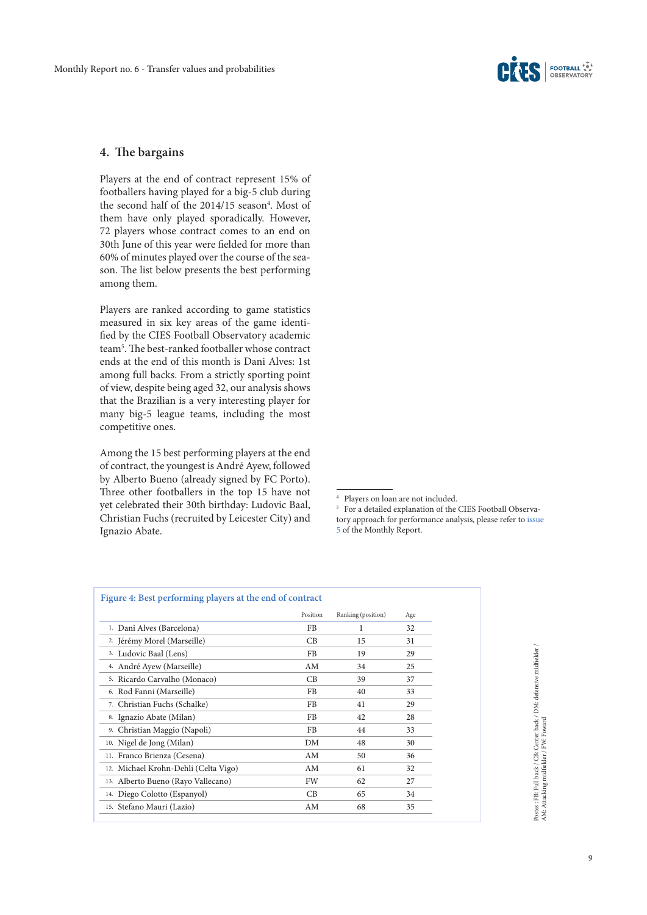## 4. The bargains

Players at the end of contract represent 15% of footballers having played for a big-5 club during the second half of the 2014/15 season[4]. Most of them have only played sporadically. However, 72 players whose contract comes to an end on 30th June of this year were fielded for more than 60% of minutes played over the course of the season. The list below presents the best performing among them.

Players are ranked according to game statistics measured in six key areas of the game identified by the CIES Football Observatory academic team[5]. The best-ranked footballer whose contract ends at the end of this month is Dani Alves: 1st among full backs. From a strictly sporting point of view, despite being aged 32, our analysis shows that the Brazilian is a very interesting player for many big-5 league teams, including the most competitive ones.

Among the 15 best performing players at the end of contract, the youngest is André Ayew, followed by Alberto Bueno (already signed by FC Porto). Three other footballers in the top 15 have not yet celebrated their 30th birthday: Ludovic Baal, Christian Fuchs (recruited by Leicester City) and Ignazio Abate.

[4] Players on loan are not included.

[5] For a detailed explanation of the CIES Football Observatory approach for performance analysis, please refer to issue 5 of the Monthly Report.

**Figure 4: Best performing players at the end of contract**

| | Position | Ranking (position) | Age |
|---|---|---|---|
| 1. Dani Alves (Barcelona) | FB | 1 | 32 |
| 2. Jérémy Morel (Marseille) | CB | 15 | 31 |
| 3. Ludovic Baal (Lens) | FB | 19 | 29 |
| 4. André Ayew (Marseille) | AM | 34 | 25 |
| 5. Ricardo Carvalho (Monaco) | CB | 39 | 37 |
| 6. Rod Fanni (Marseille) | FB | 40 | 33 |
| 7. Christian Fuchs (Schalke) | FB | 41 | 29 |
| 8. Ignazio Abate (Milan) | FB | 42 | 28 |
| 9. Christian Maggio (Napoli) | FB | 44 | 33 |
| 10. Nigel de Jong (Milan) | DM | 48 | 30 |
| 11. Franco Brienza (Cesena) | AM | 50 | 36 |
| 12. Michael Krohn-Dehli (Celta Vigo) | AM | 61 | 32 |
| 13. Alberto Bueno (Rayo Vallecano) | FW | 62 | 27 |
| 14. Diego Colotto (Espanyol) | CB | 65 | 34 |
| 15. Stefano Mauri (Lazio) | AM | 68 | 35 |

Postes : FB: Full back / CB: Center back / DM: defensive midfielder / AM: Attacking midfielder / FW: Foward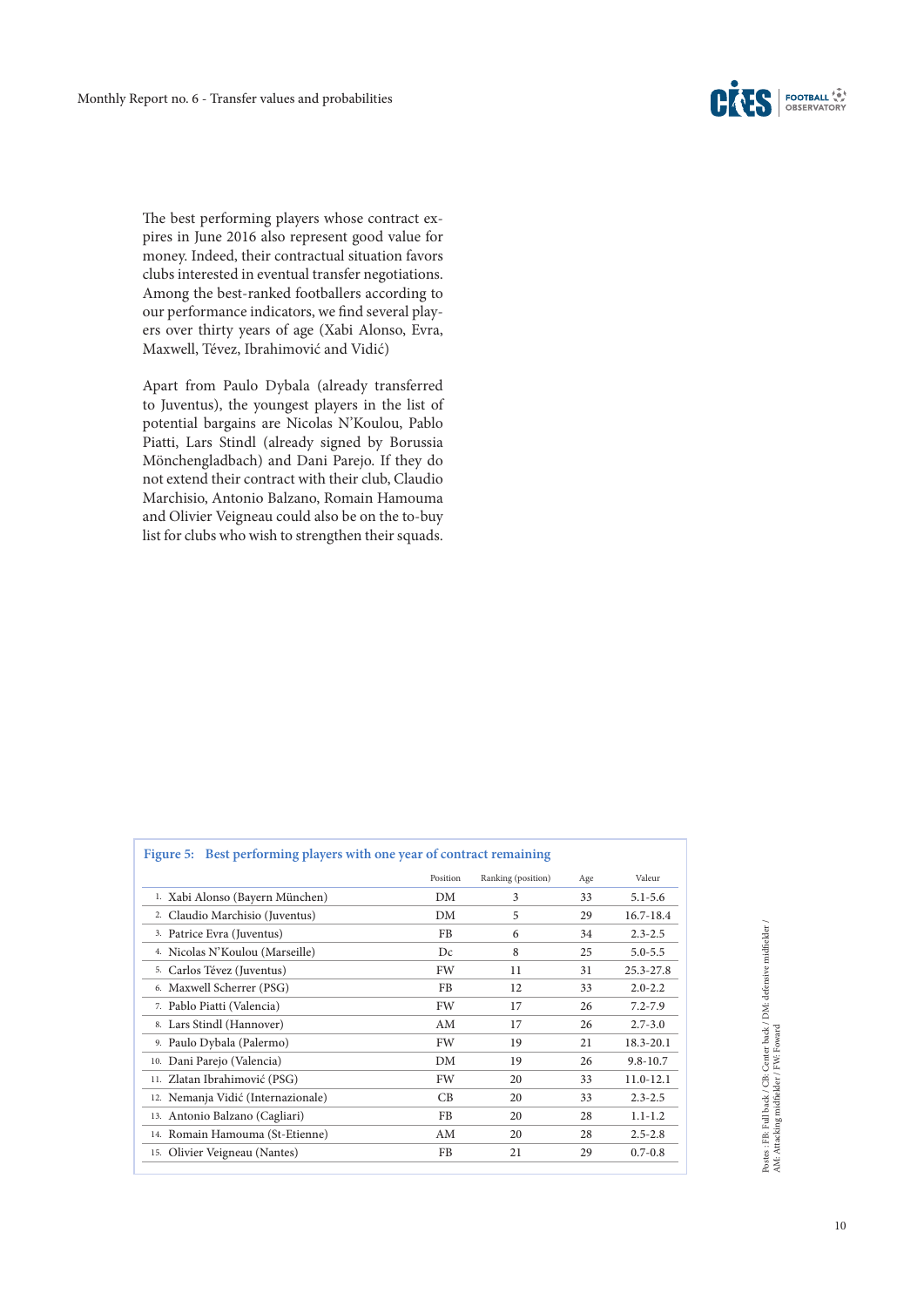The best performing players whose contract expires in June 2016 also represent good value for money. Indeed, their contractual situation favors clubs interested in eventual transfer negotiations. Among the best-ranked footballers according to our performance indicators, we find several players over thirty years of age (Xabi Alonso, Evra, Maxwell, Tévez, Ibrahimović and Vidić)

Apart from Paulo Dybala (already transferred to Juventus), the youngest players in the list of potential bargains are Nicolas N'Koulou, Pablo Piatti, Lars Stindl (already signed by Borussia Mönchengladbach) and Dani Parejo. If they do not extend their contract with their club, Claudio Marchisio, Antonio Balzano, Romain Hamouma and Olivier Veigneau could also be on the to-buy list for clubs who wish to strengthen their squads.

**Figure 5: Best performing players with one year of contract remaining**

| | Position | Ranking (position) | Age | Valeur |
|---|---|---|---|---|
| 1. Xabi Alonso (Bayern München) | DM | 3 | 33 | 5.1-5.6 |
| 2. Claudio Marchisio (Juventus) | DM | 5 | 29 | 16.7-18.4 |
| 3. Patrice Evra (Juventus) | FB | 6 | 34 | 2.3-2.5 |
| 4. Nicolas N'Koulou (Marseille) | Dc | 8 | 25 | 5.0-5.5 |
| 5. Carlos Tévez (Juventus) | FW | 11 | 31 | 25.3-27.8 |
| 6. Maxwell Scherrer (PSG) | FB | 12 | 33 | 2.0-2.2 |
| 7. Pablo Piatti (Valencia) | FW | 17 | 26 | 7.2-7.9 |
| 8. Lars Stindl (Hannover) | AM | 17 | 26 | 2.7-3.0 |
| 9. Paulo Dybala (Palermo) | FW | 19 | 21 | 18.3-20.1 |
| 10. Dani Parejo (Valencia) | DM | 19 | 26 | 9.8-10.7 |
| 11. Zlatan Ibrahimović (PSG) | FW | 20 | 33 | 11.0-12.1 |
| 12. Nemanja Vidić (Internazionale) | CB | 20 | 33 | 2.3-2.5 |
| 13. Antonio Balzano (Cagliari) | FB | 20 | 28 | 1.1-1.2 |
| 14. Romain Hamouma (St-Etienne) | AM | 20 | 28 | 2.5-2.8 |
| 15. Olivier Veigneau (Nantes) | FB | 21 | 29 | 0.7-0.8 |

Postes : FB: Full back / CB: Center back / DM: defensive midfielder / AM: Attacking midfielder / FW: Foward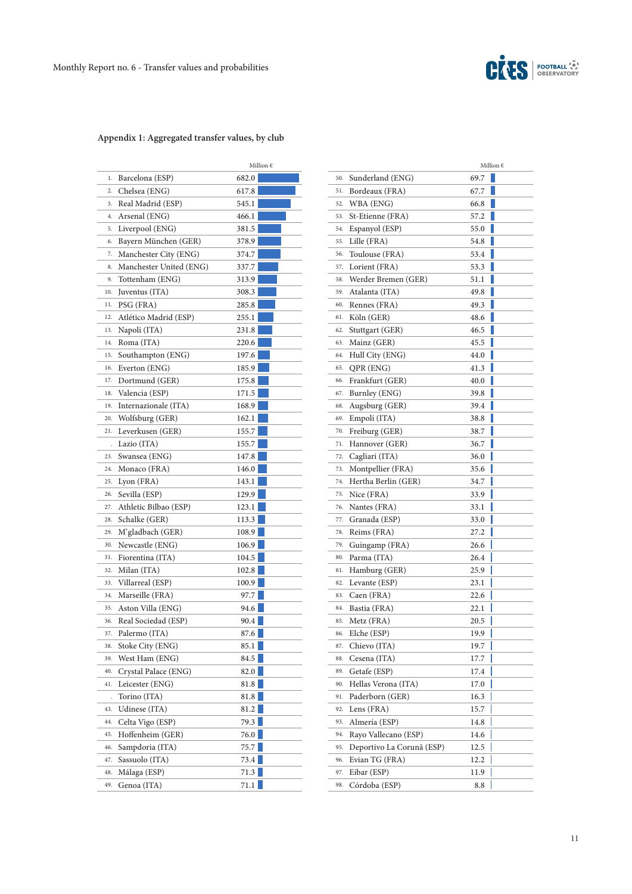## Appendix 1: Aggregated transfer values, by club

| Rank | Club | Million € |
|---|---|---|
| 1. | Barcelona (ESP) | 682.0 |
| 2. | Chelsea (ENG) | 617.8 |
| 3. | Real Madrid (ESP) | 545.1 |
| 4. | Arsenal (ENG) | 466.1 |
| 5. | Liverpool (ENG) | 381.5 |
| 6. | Bayern München (GER) | 378.9 |
| 7. | Manchester City (ENG) | 374.7 |
| 8. | Manchester United (ENG) | 337.7 |
| 9. | Tottenham (ENG) | 313.9 |
| 10. | Juventus (ITA) | 308.3 |
| 11. | PSG (FRA) | 285.8 |
| 12. | Atlético Madrid (ESP) | 255.1 |
| 13. | Napoli (ITA) | 231.8 |
| 14. | Roma (ITA) | 220.6 |
| 15. | Southampton (ENG) | 197.6 |
| 16. | Everton (ENG) | 185.9 |
| 17. | Dortmund (GER) | 175.8 |
| 18. | Valencia (ESP) | 171.5 |
| 19. | Internazionale (ITA) | 168.9 |
| 20. | Wolfsburg (GER) | 162.1 |
| 21. | Leverkusen (GER) | 155.7 |
| . | Lazio (ITA) | 155.7 |
| 23. | Swansea (ENG) | 147.8 |
| 24. | Monaco (FRA) | 146.0 |
| 25. | Lyon (FRA) | 143.1 |
| 26. | Sevilla (ESP) | 129.9 |
| 27. | Athletic Bilbao (ESP) | 123.1 |
| 28. | Schalke (GER) | 113.3 |
| 29. | M'gladbach (GER) | 108.9 |
| 30. | Newcastle (ENG) | 106.9 |
| 31. | Fiorentina (ITA) | 104.5 |
| 32. | Milan (ITA) | 102.8 |
| 33. | Villarreal (ESP) | 100.9 |
| 34. | Marseille (FRA) | 97.7 |
| 35. | Aston Villa (ENG) | 94.6 |
| 36. | Real Sociedad (ESP) | 90.4 |
| 37. | Palermo (ITA) | 87.6 |
| 38. | Stoke City (ENG) | 85.1 |
| 39. | West Ham (ENG) | 84.5 |
| 40. | Crystal Palace (ENG) | 82.0 |
| 41. | Leicester (ENG) | 81.8 |
| . | Torino (ITA) | 81.8 |
| 43. | Udinese (ITA) | 81.2 |
| 44. | Celta Vigo (ESP) | 79.3 |
| 45. | Hoffenheim (GER) | 76.0 |
| 46. | Sampdoria (ITA) | 75.7 |
| 47. | Sassuolo (ITA) | 73.4 |
| 48. | Málaga (ESP) | 71.3 |
| 49. | Genoa (ITA) | 71.1 |
| 50. | Sunderland (ENG) | 69.7 |
| 51. | Bordeaux (FRA) | 67.7 |
| 52. | WBA (ENG) | 66.8 |
| 53. | St-Etienne (FRA) | 57.2 |
| 54. | Espanyol (ESP) | 55.0 |
| 55. | Lille (FRA) | 54.8 |
| 56. | Toulouse (FRA) | 53.4 |
| 57. | Lorient (FRA) | 53.3 |
| 58. | Werder Bremen (GER) | 51.1 |
| 59. | Atalanta (ITA) | 49.8 |
| 60. | Rennes (FRA) | 49.3 |
| 61. | Köln (GER) | 48.6 |
| 62. | Stuttgart (GER) | 46.5 |
| 63. | Mainz (GER) | 45.5 |
| 64. | Hull City (ENG) | 44.0 |
| 65. | QPR (ENG) | 41.3 |
| 66. | Frankfurt (GER) | 40.0 |
| 67. | Burnley (ENG) | 39.8 |
| 68. | Augsburg (GER) | 39.4 |
| 69. | Empoli (ITA) | 38.8 |
| 70. | Freiburg (GER) | 38.7 |
| 71. | Hannover (GER) | 36.7 |
| 72. | Cagliari (ITA) | 36.0 |
| 73. | Montpellier (FRA) | 35.6 |
| 74. | Hertha Berlin (GER) | 34.7 |
| 75. | Nice (FRA) | 33.9 |
| 76. | Nantes (FRA) | 33.1 |
| 77. | Granada (ESP) | 33.0 |
| 78. | Reims (FRA) | 27.2 |
| 79. | Guingamp (FRA) | 26.6 |
| 80. | Parma (ITA) | 26.4 |
| 81. | Hamburg (GER) | 25.9 |
| 82. | Levante (ESP) | 23.1 |
| 83. | Caen (FRA) | 22.6 |
| 84. | Bastia (FRA) | 22.1 |
| 85. | Metz (FRA) | 20.5 |
| 86. | Elche (ESP) | 19.9 |
| 87. | Chievo (ITA) | 19.7 |
| 88. | Cesena (ITA) | 17.7 |
| 89. | Getafe (ESP) | 17.4 |
| 90. | Hellas Verona (ITA) | 17.0 |
| 91. | Paderborn (GER) | 16.3 |
| 92. | Lens (FRA) | 15.7 |
| 93. | Almería (ESP) | 14.8 |
| 94. | Rayo Vallecano (ESP) | 14.6 |
| 95. | Deportivo La Corunã (ESP) | 12.5 |
| 96. | Evian TG (FRA) | 12.2 |
| 97. | Eibar (ESP) | 11.9 |
| 98. | Córdoba (ESP) | 8.8 |